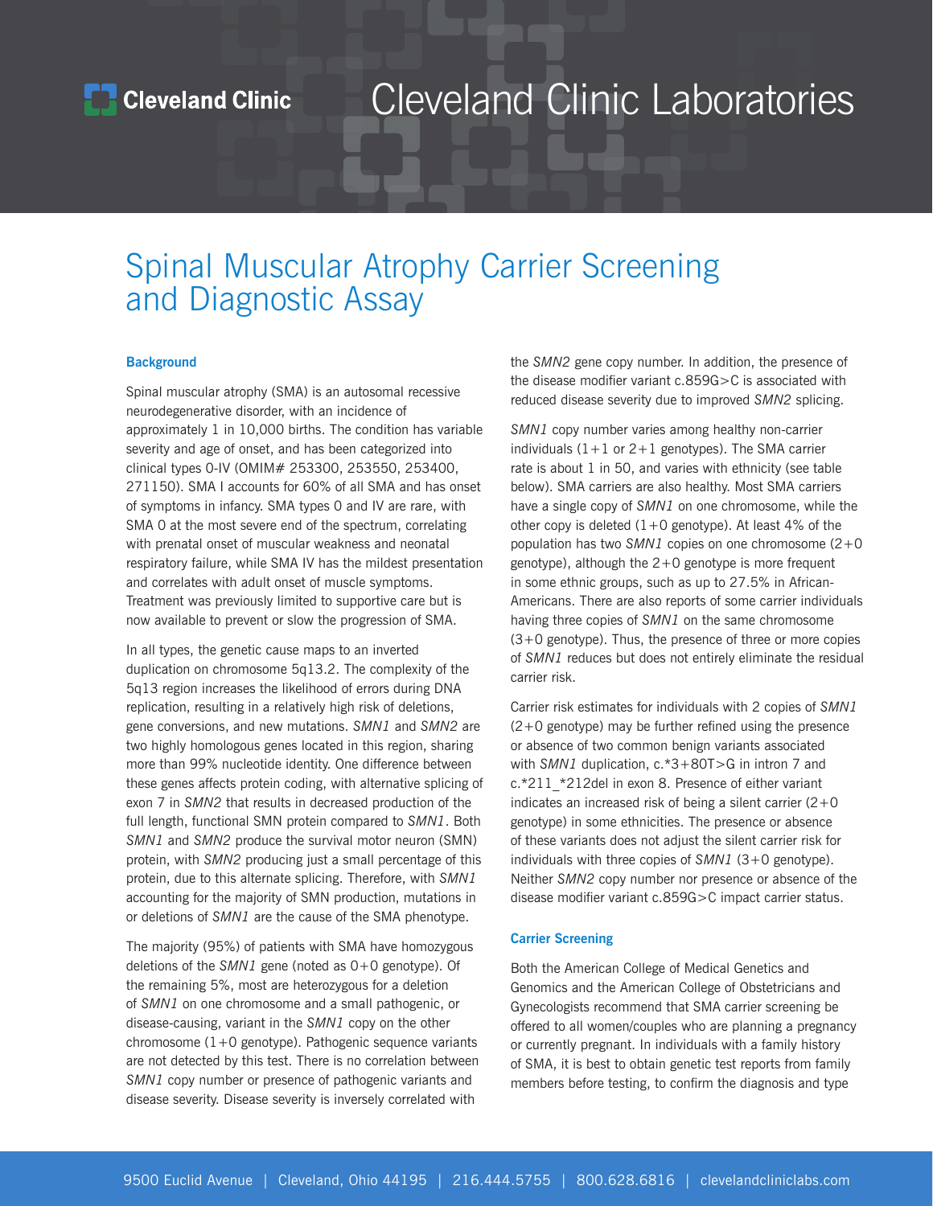# Cleveland Clinic Laboratories

## Spinal Muscular Atrophy Carrier Screening and Diagnostic Assay

### Background

Spinal muscular atrophy (SMA) is an autosomal recessive neurodegenerative disorder, with an incidence of approximately 1 in 10,000 births. The condition has variable severity and age of onset, and has been categorized into clinical types 0-IV (OMIM# 253300, 253550, 253400, 271150). SMA I accounts for 60% of all SMA and has onset of symptoms in infancy. SMA types 0 and IV are rare, with SMA 0 at the most severe end of the spectrum, correlating with prenatal onset of muscular weakness and neonatal respiratory failure, while SMA IV has the mildest presentation and correlates with adult onset of muscle symptoms. Treatment was previously limited to supportive care but is now available to prevent or slow the progression of SMA.

In all types, the genetic cause maps to an inverted duplication on chromosome 5q13.2. The complexity of the 5q13 region increases the likelihood of errors during DNA replication, resulting in a relatively high risk of deletions, gene conversions, and new mutations. *SMN1* and *SMN2* are two highly homologous genes located in this region, sharing more than 99% nucleotide identity. One difference between these genes affects protein coding, with alternative splicing of exon 7 in *SMN2* that results in decreased production of the full length, functional SMN protein compared to *SMN1*. Both *SMN1* and *SMN2* produce the survival motor neuron (SMN) protein, with *SMN2* producing just a small percentage of this protein, due to this alternate splicing. Therefore, with *SMN1* accounting for the majority of SMN production, mutations in or deletions of *SMN1* are the cause of the SMA phenotype.

The majority (95%) of patients with SMA have homozygous deletions of the *SMN1* gene (noted as 0+0 genotype). Of the remaining 5%, most are heterozygous for a deletion of *SMN1* on one chromosome and a small pathogenic, or disease-causing, variant in the *SMN1* copy on the other chromosome (1+0 genotype). Pathogenic sequence variants are not detected by this test. There is no correlation between *SMN1* copy number or presence of pathogenic variants and disease severity. Disease severity is inversely correlated with the *SMN2* gene copy number. In addition, the presence of the disease modifier variant c.859G>C is associated with reduced disease severity due to improved *SMN2* splicing.

*SMN1* copy number varies among healthy non-carrier individuals (1+1 or 2+1 genotypes). The SMA carrier rate is about 1 in 50, and varies with ethnicity (see table below). SMA carriers are also healthy. Most SMA carriers have a single copy of *SMN1* on one chromosome, while the other copy is deleted (1+0 genotype). At least 4% of the population has two *SMN1* copies on one chromosome (2+0 genotype), although the 2+0 genotype is more frequent in some ethnic groups, such as up to 27.5% in African-Americans. There are also reports of some carrier individuals having three copies of *SMN1* on the same chromosome (3+0 genotype). Thus, the presence of three or more copies of *SMN1* reduces but does not entirely eliminate the residual carrier risk.

Carrier risk estimates for individuals with 2 copies of *SMN1* (2+0 genotype) may be further refined using the presence or absence of two common benign variants associated with *SMN1* duplication, c.*3+80T>G in intron 7 and c.*211_*212del in exon 8. Presence of either variant indicates an increased risk of being a silent carrier (2+0 genotype) in some ethnicities. The presence or absence of these variants does not adjust the silent carrier risk for individuals with three copies of *SMN1* (3+0 genotype). Neither *SMN2* copy number nor presence or absence of the disease modifier variant c.859G>C impact carrier status.

### Carrier Screening

Both the American College of Medical Genetics and Genomics and the American College of Obstetricians and Gynecologists recommend that SMA carrier screening be offered to all women/couples who are planning a pregnancy or currently pregnant. In individuals with a family history of SMA, it is best to obtain genetic test reports from family members before testing, to confirm the diagnosis and type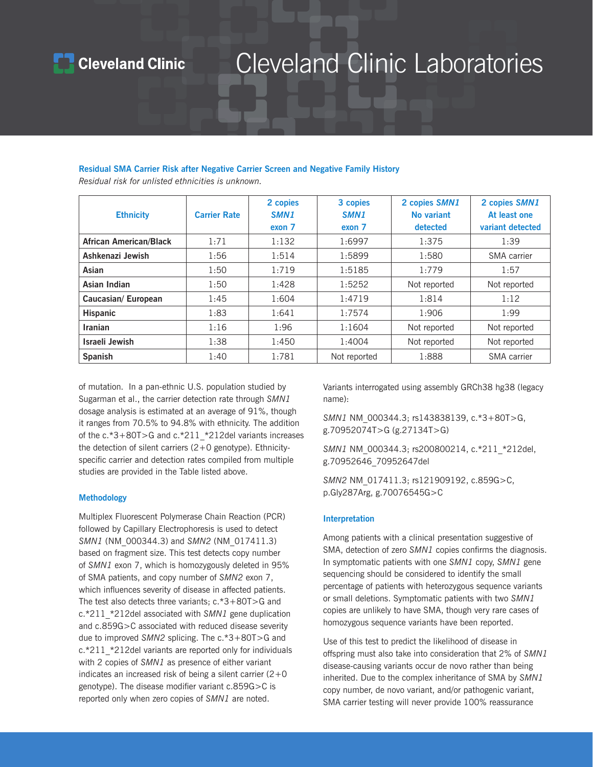**Residual SMA Carrier Risk after Negative Carrier Screen and Negative Family History**

*Residual risk for unlisted ethnicities is unknown.*

| Ethnicity | Carrier Rate | 2 copies *SMN1* exon 7 | 3 copies *SMN1* exon 7 | 2 copies *SMN1* No variant detected | 2 copies *SMN1* At least one variant detected |
|---|---|---|---|---|---|
| **African American/Black** | 1:71 | 1:132 | 1:6997 | 1:375 | 1:39 |
| **Ashkenazi Jewish** | 1:56 | 1:514 | 1:5899 | 1:580 | SMA carrier |
| **Asian** | 1:50 | 1:719 | 1:5185 | 1:779 | 1:57 |
| **Asian Indian** | 1:50 | 1:428 | 1:5252 | Not reported | Not reported |
| **Caucasian/ European** | 1:45 | 1:604 | 1:4719 | 1:814 | 1:12 |
| **Hispanic** | 1:83 | 1:641 | 1:7574 | 1:906 | 1:99 |
| **Iranian** | 1:16 | 1:96 | 1:1604 | Not reported | Not reported |
| **Israeli Jewish** | 1:38 | 1:450 | 1:4004 | Not reported | Not reported |
| **Spanish** | 1:40 | 1:781 | Not reported | 1:888 | SMA carrier |

of mutation. In a pan-ethnic U.S. population studied by Sugarman et al., the carrier detection rate through *SMN1* dosage analysis is estimated at an average of 91%, though it ranges from 70.5% to 94.8% with ethnicity. The addition of the c.*3+80T>G and c.*211_*212del variants increases the detection of silent carriers (2+0 genotype). Ethnicity-specific carrier and detection rates compiled from multiple studies are provided in the Table listed above.

### Methodology

Multiplex Fluorescent Polymerase Chain Reaction (PCR) followed by Capillary Electrophoresis is used to detect *SMN1* (NM_000344.3) and *SMN2* (NM_017411.3) based on fragment size. This test detects copy number of *SMN1* exon 7, which is homozygously deleted in 95% of SMA patients, and copy number of *SMN2* exon 7, which influences severity of disease in affected patients. The test also detects three variants; c.*3+80T>G and c.*211_*212del associated with *SMN1* gene duplication and c.859G>C associated with reduced disease severity due to improved *SMN2* splicing. The c.*3+80T>G and c.*211_*212del variants are reported only for individuals with 2 copies of *SMN1* as presence of either variant indicates an increased risk of being a silent carrier (2+0 genotype). The disease modifier variant c.859G>C is reported only when zero copies of *SMN1* are noted.

Variants interrogated using assembly GRCh38 hg38 (legacy name):

*SMN1* NM_000344.3; rs143838139, c.*3+80T>G, g.70952074T>G (g.27134T>G)

*SMN1* NM_000344.3; rs200800214, c.*211_*212del, g.70952646_70952647del

*SMN2* NM_017411.3; rs121909192, c.859G>C, p.Gly287Arg, g.70076545G>C

### Interpretation

Among patients with a clinical presentation suggestive of SMA, detection of zero *SMN1* copies confirms the diagnosis. In symptomatic patients with one *SMN1* copy, *SMN1* gene sequencing should be considered to identify the small percentage of patients with heterozygous sequence variants or small deletions. Symptomatic patients with two *SMN1* copies are unlikely to have SMA, though very rare cases of homozygous sequence variants have been reported.

Use of this test to predict the likelihood of disease in offspring must also take into consideration that 2% of *SMN1* disease-causing variants occur de novo rather than being inherited. Due to the complex inheritance of SMA by *SMN1* copy number, de novo variant, and/or pathogenic variant, SMA carrier testing will never provide 100% reassurance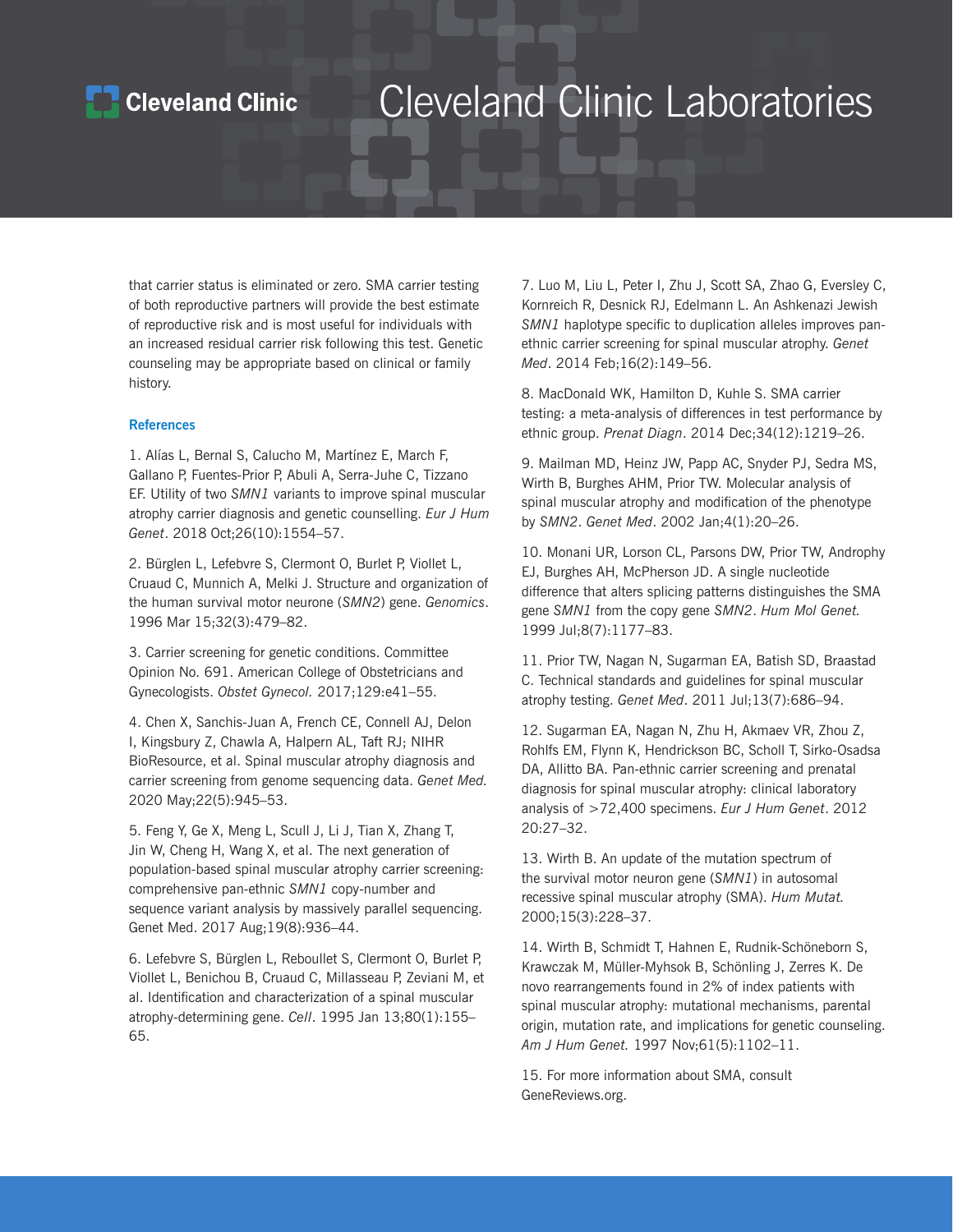that carrier status is eliminated or zero. SMA carrier testing of both reproductive partners will provide the best estimate of reproductive risk and is most useful for individuals with an increased residual carrier risk following this test. Genetic counseling may be appropriate based on clinical or family history.

### References

1. Alías L, Bernal S, Calucho M, Martínez E, March F, Gallano P, Fuentes-Prior P, Abuli A, Serra-Juhe C, Tizzano EF. Utility of two *SMN1* variants to improve spinal muscular atrophy carrier diagnosis and genetic counselling. *Eur J Hum Genet*. 2018 Oct;26(10):1554–57.

2. Bürglen L, Lefebvre S, Clermont O, Burlet P, Viollet L, Cruaud C, Munnich A, Melki J. Structure and organization of the human survival motor neurone (*SMN2*) gene. *Genomics*. 1996 Mar 15;32(3):479–82.

3. Carrier screening for genetic conditions. Committee Opinion No. 691. American College of Obstetricians and Gynecologists. *Obstet Gynecol.* 2017;129:e41–55.

4. Chen X, Sanchis-Juan A, French CE, Connell AJ, Delon I, Kingsbury Z, Chawla A, Halpern AL, Taft RJ; NIHR BioResource, et al. Spinal muscular atrophy diagnosis and carrier screening from genome sequencing data. *Genet Med.* 2020 May;22(5):945–53.

5. Feng Y, Ge X, Meng L, Scull J, Li J, Tian X, Zhang T, Jin W, Cheng H, Wang X, et al. The next generation of population-based spinal muscular atrophy carrier screening: comprehensive pan-ethnic *SMN1* copy-number and sequence variant analysis by massively parallel sequencing. Genet Med. 2017 Aug;19(8):936–44.

6. Lefebvre S, Bürglen L, Reboullet S, Clermont O, Burlet P, Viollet L, Benichou B, Cruaud C, Millasseau P, Zeviani M, et al. Identification and characterization of a spinal muscular atrophy-determining gene. *Cell*. 1995 Jan 13;80(1):155–65.

7. Luo M, Liu L, Peter I, Zhu J, Scott SA, Zhao G, Eversley C, Kornreich R, Desnick RJ, Edelmann L. An Ashkenazi Jewish *SMN1* haplotype specific to duplication alleles improves pan-ethnic carrier screening for spinal muscular atrophy. *Genet Med*. 2014 Feb;16(2):149–56.

8. MacDonald WK, Hamilton D, Kuhle S. SMA carrier testing: a meta-analysis of differences in test performance by ethnic group. *Prenat Diagn*. 2014 Dec;34(12):1219–26.

9. Mailman MD, Heinz JW, Papp AC, Snyder PJ, Sedra MS, Wirth B, Burghes AHM, Prior TW. Molecular analysis of spinal muscular atrophy and modification of the phenotype by *SMN2*. *Genet Med*. 2002 Jan;4(1):20–26.

10. Monani UR, Lorson CL, Parsons DW, Prior TW, Androphy EJ, Burghes AH, McPherson JD. A single nucleotide difference that alters splicing patterns distinguishes the SMA gene *SMN1* from the copy gene *SMN2*. *Hum Mol Genet.* 1999 Jul;8(7):1177–83.

11. Prior TW, Nagan N, Sugarman EA, Batish SD, Braastad C. Technical standards and guidelines for spinal muscular atrophy testing. *Genet Med*. 2011 Jul;13(7):686–94.

12. Sugarman EA, Nagan N, Zhu H, Akmaev VR, Zhou Z, Rohlfs EM, Flynn K, Hendrickson BC, Scholl T, Sirko-Osadsa DA, Allitto BA. Pan-ethnic carrier screening and prenatal diagnosis for spinal muscular atrophy: clinical laboratory analysis of >72,400 specimens. *Eur J Hum Genet*. 2012 20:27–32.

13. Wirth B. An update of the mutation spectrum of the survival motor neuron gene (*SMN1*) in autosomal recessive spinal muscular atrophy (SMA). *Hum Mutat.* 2000;15(3):228–37.

14. Wirth B, Schmidt T, Hahnen E, Rudnik-Schöneborn S, Krawczak M, Müller-Myhsok B, Schönling J, Zerres K. De novo rearrangements found in 2% of index patients with spinal muscular atrophy: mutational mechanisms, parental origin, mutation rate, and implications for genetic counseling. *Am J Hum Genet.* 1997 Nov;61(5):1102–11.

15. For more information about SMA, consult GeneReviews.org.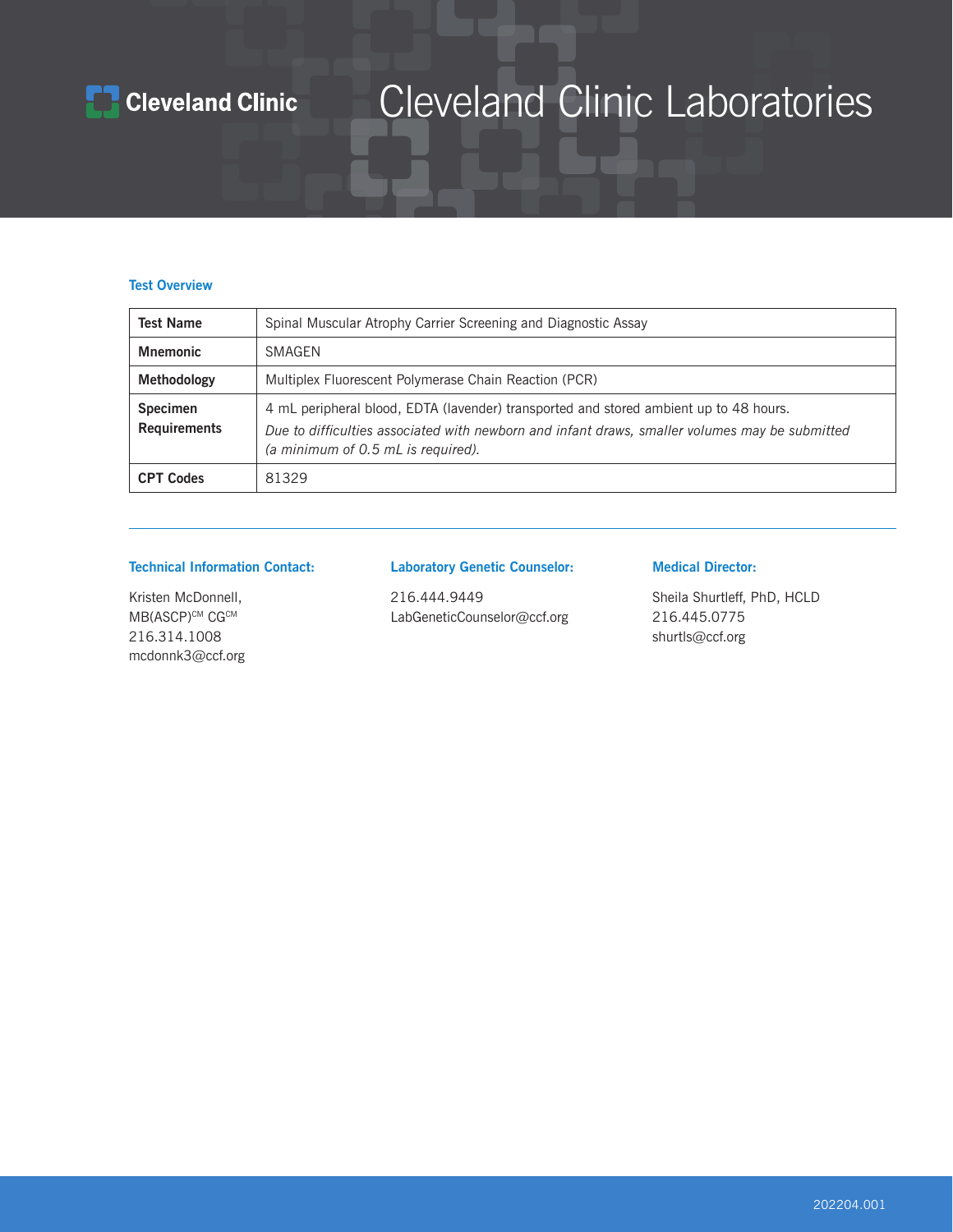### Test Overview

| | |
|---|---|
| **Test Name** | Spinal Muscular Atrophy Carrier Screening and Diagnostic Assay |
| **Mnemonic** | SMAGEN |
| **Methodology** | Multiplex Fluorescent Polymerase Chain Reaction (PCR) |
| **Specimen Requirements** | 4 mL peripheral blood, EDTA (lavender) transported and stored ambient up to 48 hours. *Due to difficulties associated with newborn and infant draws, smaller volumes may be submitted (a minimum of 0.5 mL is required).* |
| **CPT Codes** | 81329 |

---

**Technical Information Contact:**

Kristen McDonnell,
MB(ASCP)[CM] CG[CM]
216.314.1008
mcdonnk3@ccf.org

**Laboratory Genetic Counselor:**

216.444.9449
LabGeneticCounselor@ccf.org

**Medical Director:**

Sheila Shurtleff, PhD, HCLD
216.445.0775
shurtls@ccf.org

202204.001